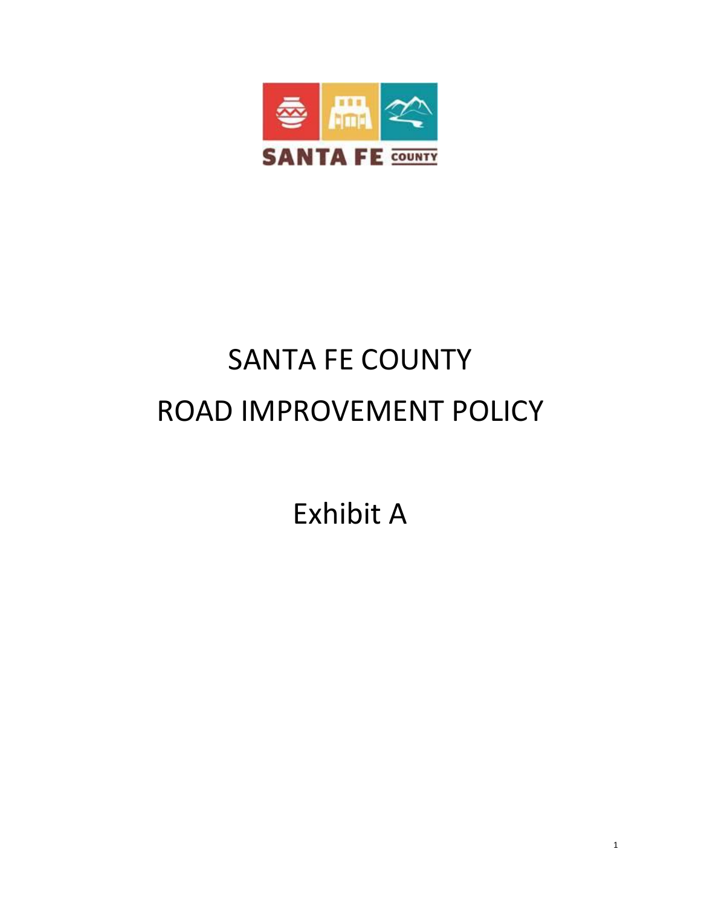SANTA FE COUNTY

# SANTA FE COUNTY
# ROAD IMPROVEMENT POLICY

## Exhibit A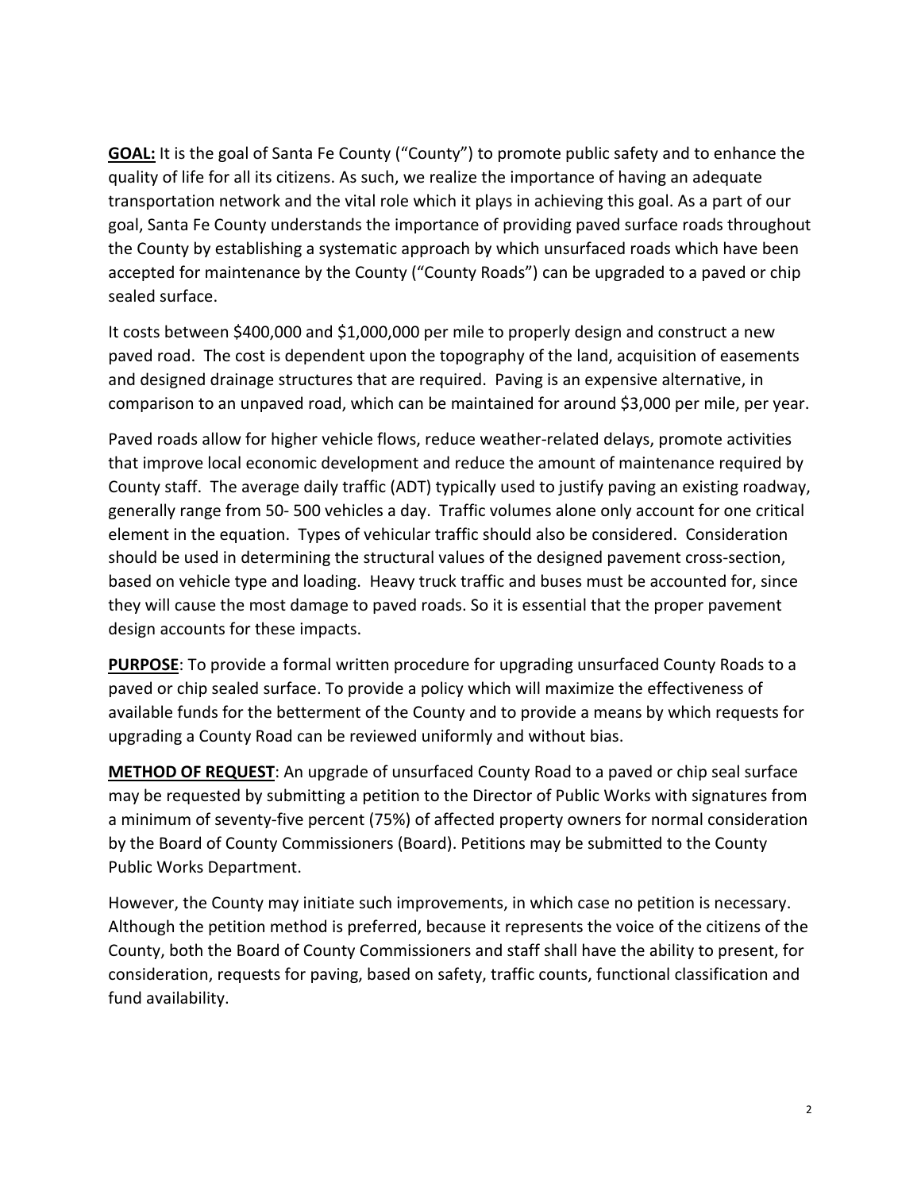**GOAL:** It is the goal of Santa Fe County ("County") to promote public safety and to enhance the quality of life for all its citizens. As such, we realize the importance of having an adequate transportation network and the vital role which it plays in achieving this goal. As a part of our goal, Santa Fe County understands the importance of providing paved surface roads throughout the County by establishing a systematic approach by which unsurfaced roads which have been accepted for maintenance by the County ("County Roads") can be upgraded to a paved or chip sealed surface.

It costs between $400,000 and $1,000,000 per mile to properly design and construct a new paved road. The cost is dependent upon the topography of the land, acquisition of easements and designed drainage structures that are required. Paving is an expensive alternative, in comparison to an unpaved road, which can be maintained for around $3,000 per mile, per year.

Paved roads allow for higher vehicle flows, reduce weather-related delays, promote activities that improve local economic development and reduce the amount of maintenance required by County staff. The average daily traffic (ADT) typically used to justify paving an existing roadway, generally range from 50- 500 vehicles a day. Traffic volumes alone only account for one critical element in the equation. Types of vehicular traffic should also be considered. Consideration should be used in determining the structural values of the designed pavement cross-section, based on vehicle type and loading. Heavy truck traffic and buses must be accounted for, since they will cause the most damage to paved roads. So it is essential that the proper pavement design accounts for these impacts.

**PURPOSE**: To provide a formal written procedure for upgrading unsurfaced County Roads to a paved or chip sealed surface. To provide a policy which will maximize the effectiveness of available funds for the betterment of the County and to provide a means by which requests for upgrading a County Road can be reviewed uniformly and without bias.

**METHOD OF REQUEST**: An upgrade of unsurfaced County Road to a paved or chip seal surface may be requested by submitting a petition to the Director of Public Works with signatures from a minimum of seventy-five percent (75%) of affected property owners for normal consideration by the Board of County Commissioners (Board). Petitions may be submitted to the County Public Works Department.

However, the County may initiate such improvements, in which case no petition is necessary. Although the petition method is preferred, because it represents the voice of the citizens of the County, both the Board of County Commissioners and staff shall have the ability to present, for consideration, requests for paving, based on safety, traffic counts, functional classification and fund availability.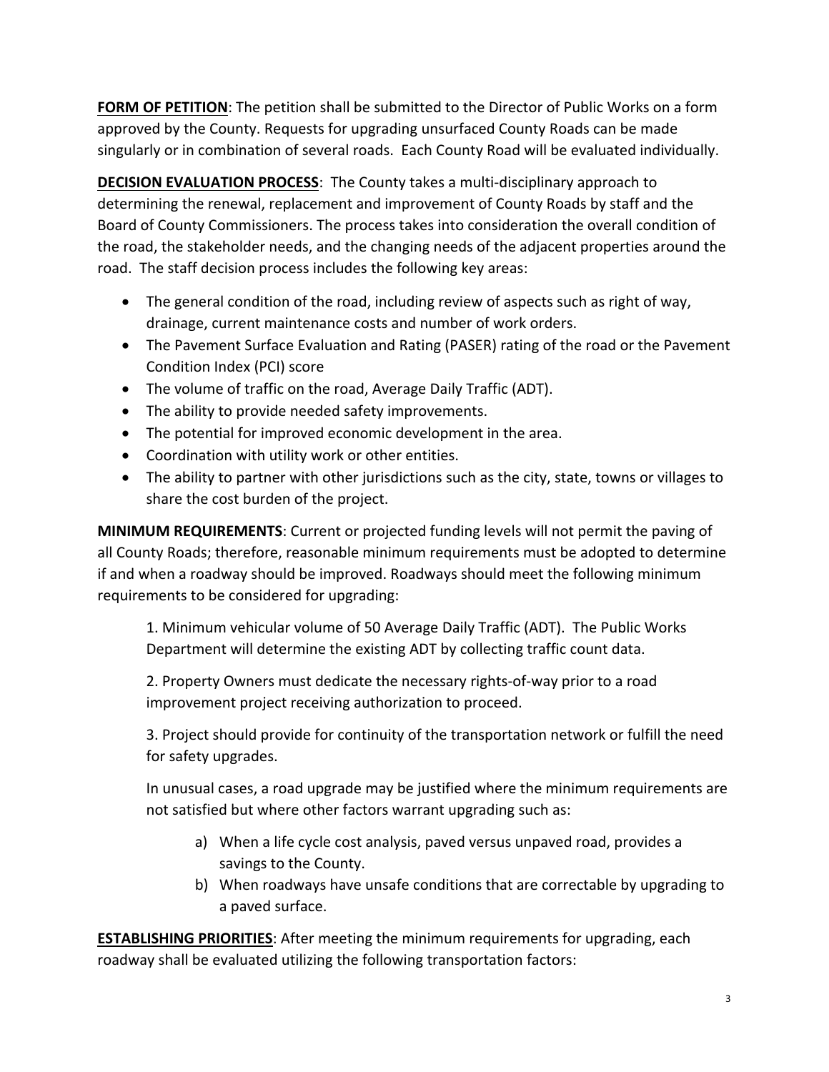**FORM OF PETITION**: The petition shall be submitted to the Director of Public Works on a form approved by the County. Requests for upgrading unsurfaced County Roads can be made singularly or in combination of several roads. Each County Road will be evaluated individually.

**DECISION EVALUATION PROCESS**: The County takes a multi-disciplinary approach to determining the renewal, replacement and improvement of County Roads by staff and the Board of County Commissioners. The process takes into consideration the overall condition of the road, the stakeholder needs, and the changing needs of the adjacent properties around the road. The staff decision process includes the following key areas:

- The general condition of the road, including review of aspects such as right of way, drainage, current maintenance costs and number of work orders.
- The Pavement Surface Evaluation and Rating (PASER) rating of the road or the Pavement Condition Index (PCI) score
- The volume of traffic on the road, Average Daily Traffic (ADT).
- The ability to provide needed safety improvements.
- The potential for improved economic development in the area.
- Coordination with utility work or other entities.
- The ability to partner with other jurisdictions such as the city, state, towns or villages to share the cost burden of the project.

**MINIMUM REQUIREMENTS**: Current or projected funding levels will not permit the paving of all County Roads; therefore, reasonable minimum requirements must be adopted to determine if and when a roadway should be improved. Roadways should meet the following minimum requirements to be considered for upgrading:

1. Minimum vehicular volume of 50 Average Daily Traffic (ADT). The Public Works Department will determine the existing ADT by collecting traffic count data.

2. Property Owners must dedicate the necessary rights-of-way prior to a road improvement project receiving authorization to proceed.

3. Project should provide for continuity of the transportation network or fulfill the need for safety upgrades.

In unusual cases, a road upgrade may be justified where the minimum requirements are not satisfied but where other factors warrant upgrading such as:

a) When a life cycle cost analysis, paved versus unpaved road, provides a savings to the County.
b) When roadways have unsafe conditions that are correctable by upgrading to a paved surface.

**ESTABLISHING PRIORITIES**: After meeting the minimum requirements for upgrading, each roadway shall be evaluated utilizing the following transportation factors: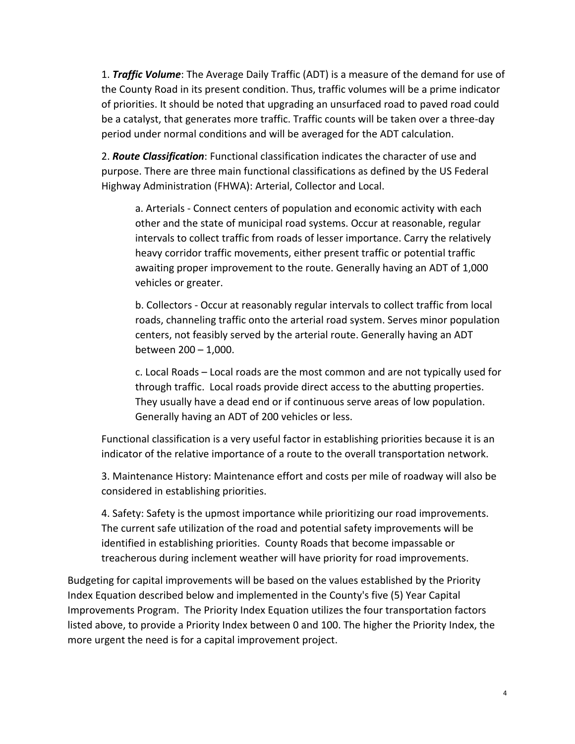1. ***Traffic Volume***: The Average Daily Traffic (ADT) is a measure of the demand for use of the County Road in its present condition. Thus, traffic volumes will be a prime indicator of priorities. It should be noted that upgrading an unsurfaced road to paved road could be a catalyst, that generates more traffic. Traffic counts will be taken over a three-day period under normal conditions and will be averaged for the ADT calculation.

2. ***Route Classification***: Functional classification indicates the character of use and purpose. There are three main functional classifications as defined by the US Federal Highway Administration (FHWA): Arterial, Collector and Local.

   a. Arterials - Connect centers of population and economic activity with each other and the state of municipal road systems. Occur at reasonable, regular intervals to collect traffic from roads of lesser importance. Carry the relatively heavy corridor traffic movements, either present traffic or potential traffic awaiting proper improvement to the route. Generally having an ADT of 1,000 vehicles or greater.

   b. Collectors - Occur at reasonably regular intervals to collect traffic from local roads, channeling traffic onto the arterial road system. Serves minor population centers, not feasibly served by the arterial route. Generally having an ADT between 200 – 1,000.

   c. Local Roads – Local roads are the most common and are not typically used for through traffic. Local roads provide direct access to the abutting properties. They usually have a dead end or if continuous serve areas of low population. Generally having an ADT of 200 vehicles or less.

   Functional classification is a very useful factor in establishing priorities because it is an indicator of the relative importance of a route to the overall transportation network.

3. Maintenance History: Maintenance effort and costs per mile of roadway will also be considered in establishing priorities.

4. Safety: Safety is the upmost importance while prioritizing our road improvements. The current safe utilization of the road and potential safety improvements will be identified in establishing priorities. County Roads that become impassable or treacherous during inclement weather will have priority for road improvements.

Budgeting for capital improvements will be based on the values established by the Priority Index Equation described below and implemented in the County's five (5) Year Capital Improvements Program. The Priority Index Equation utilizes the four transportation factors listed above, to provide a Priority Index between 0 and 100. The higher the Priority Index, the more urgent the need is for a capital improvement project.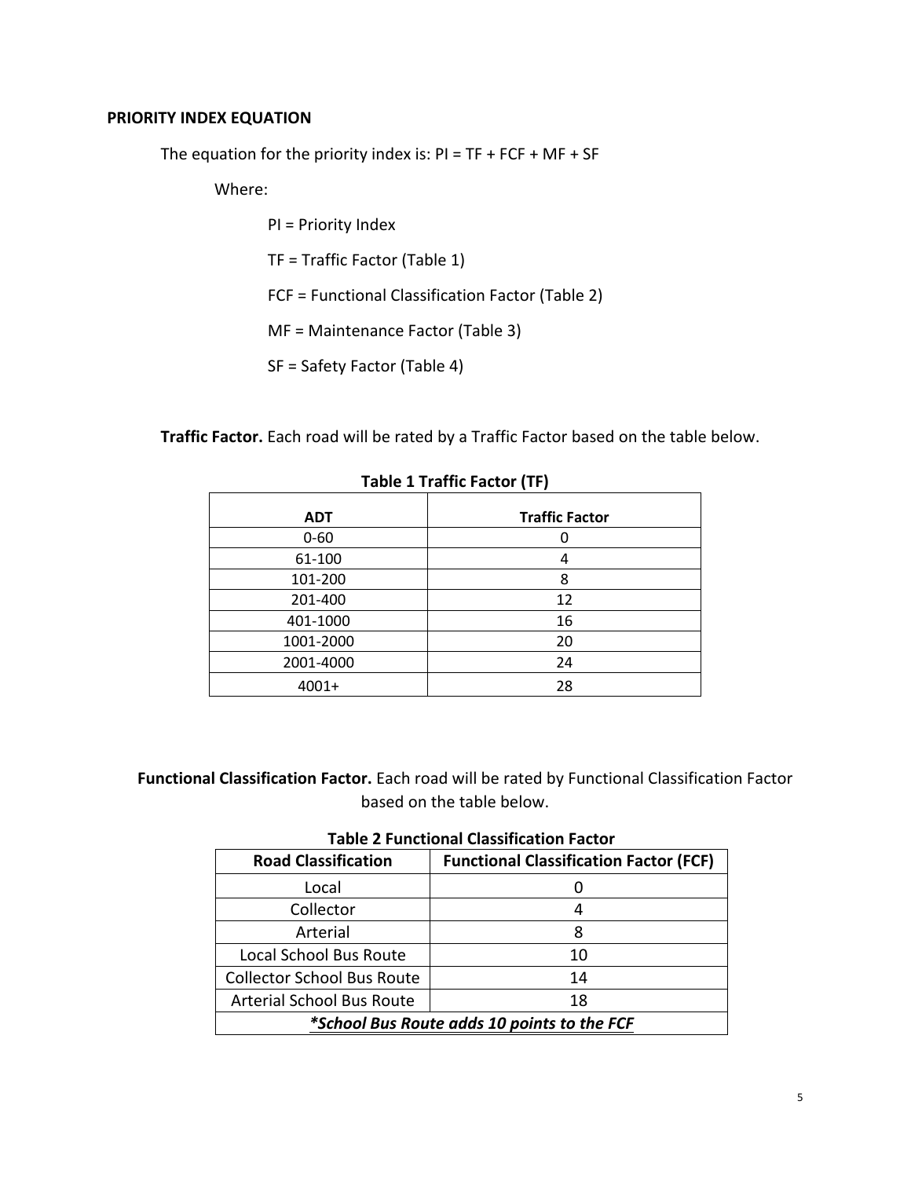## PRIORITY INDEX EQUATION

The equation for the priority index is: PI = TF + FCF + MF + SF

Where:

PI = Priority Index

TF = Traffic Factor (Table 1)

FCF = Functional Classification Factor (Table 2)

MF = Maintenance Factor (Table 3)

SF = Safety Factor (Table 4)

**Traffic Factor.** Each road will be rated by a Traffic Factor based on the table below.

**Table 1 Traffic Factor (TF)**

| ADT | Traffic Factor |
|---|---|
| 0-60 | 0 |
| 61-100 | 4 |
| 101-200 | 8 |
| 201-400 | 12 |
| 401-1000 | 16 |
| 1001-2000 | 20 |
| 2001-4000 | 24 |
| 4001+ | 28 |

**Functional Classification Factor.** Each road will be rated by Functional Classification Factor based on the table below.

**Table 2 Functional Classification Factor**

| Road Classification | Functional Classification Factor (FCF) |
|---|---|
| Local | 0 |
| Collector | 4 |
| Arterial | 8 |
| Local School Bus Route | 10 |
| Collector School Bus Route | 14 |
| Arterial School Bus Route | 18 |
| ***School Bus Route adds 10 points to the FCF*** | |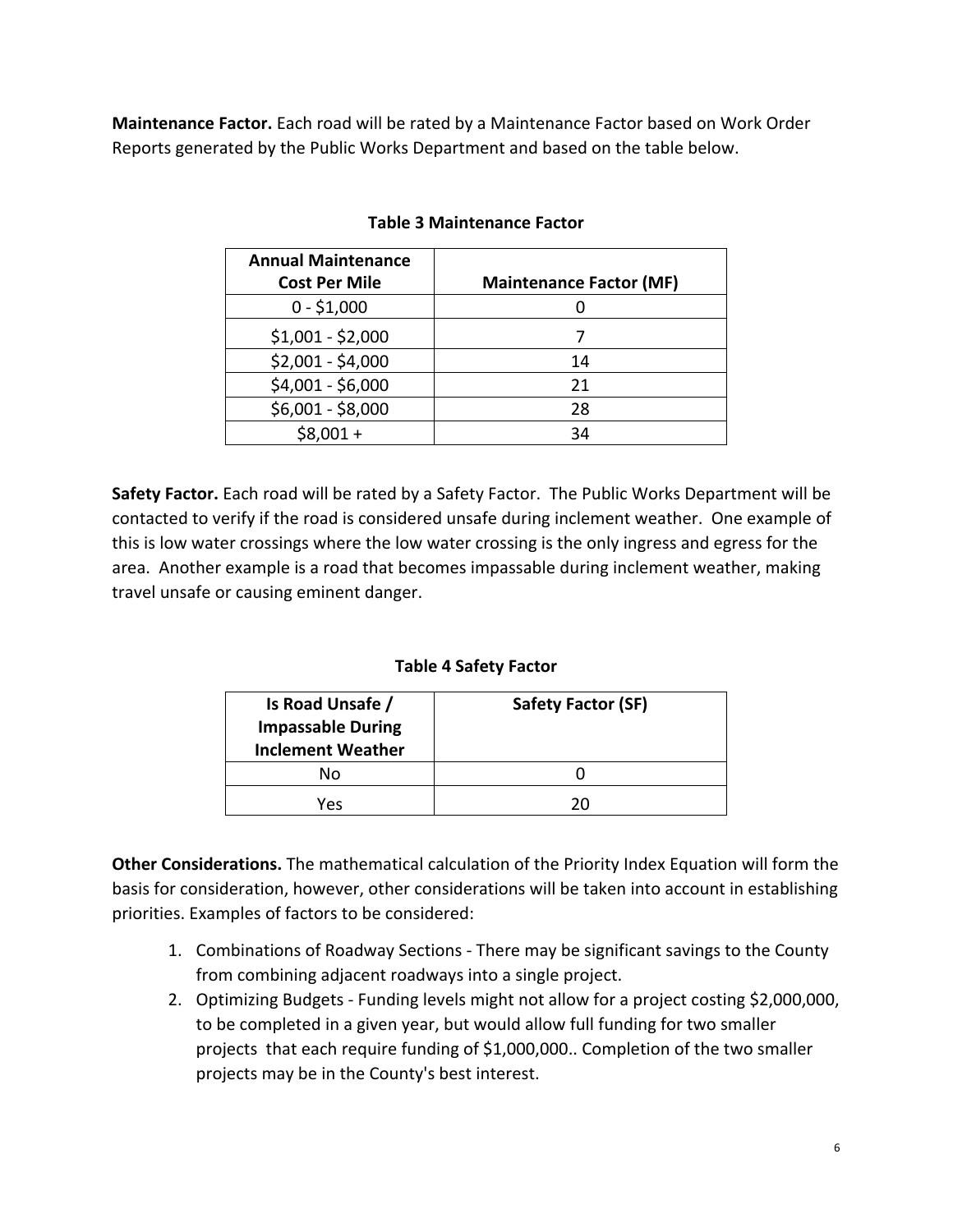**Maintenance Factor.** Each road will be rated by a Maintenance Factor based on Work Order Reports generated by the Public Works Department and based on the table below.

**Table 3 Maintenance Factor**

| Annual Maintenance Cost Per Mile | Maintenance Factor (MF) |
|---|---|
| 0 - $1,000 | 0 |
| $1,001 - $2,000 | 7 |
| $2,001 - $4,000 | 14 |
| $4,001 - $6,000 | 21 |
| $6,001 - $8,000 | 28 |
| $8,001 + | 34 |

**Safety Factor.** Each road will be rated by a Safety Factor. The Public Works Department will be contacted to verify if the road is considered unsafe during inclement weather. One example of this is low water crossings where the low water crossing is the only ingress and egress for the area. Another example is a road that becomes impassable during inclement weather, making travel unsafe or causing eminent danger.

**Table 4 Safety Factor**

| Is Road Unsafe / Impassable During Inclement Weather | Safety Factor (SF) |
|---|---|
| No | 0 |
| Yes | 20 |

**Other Considerations.** The mathematical calculation of the Priority Index Equation will form the basis for consideration, however, other considerations will be taken into account in establishing priorities. Examples of factors to be considered:

1. Combinations of Roadway Sections - There may be significant savings to the County from combining adjacent roadways into a single project.
2. Optimizing Budgets - Funding levels might not allow for a project costing $2,000,000, to be completed in a given year, but would allow full funding for two smaller projects that each require funding of $1,000,000.. Completion of the two smaller projects may be in the County's best interest.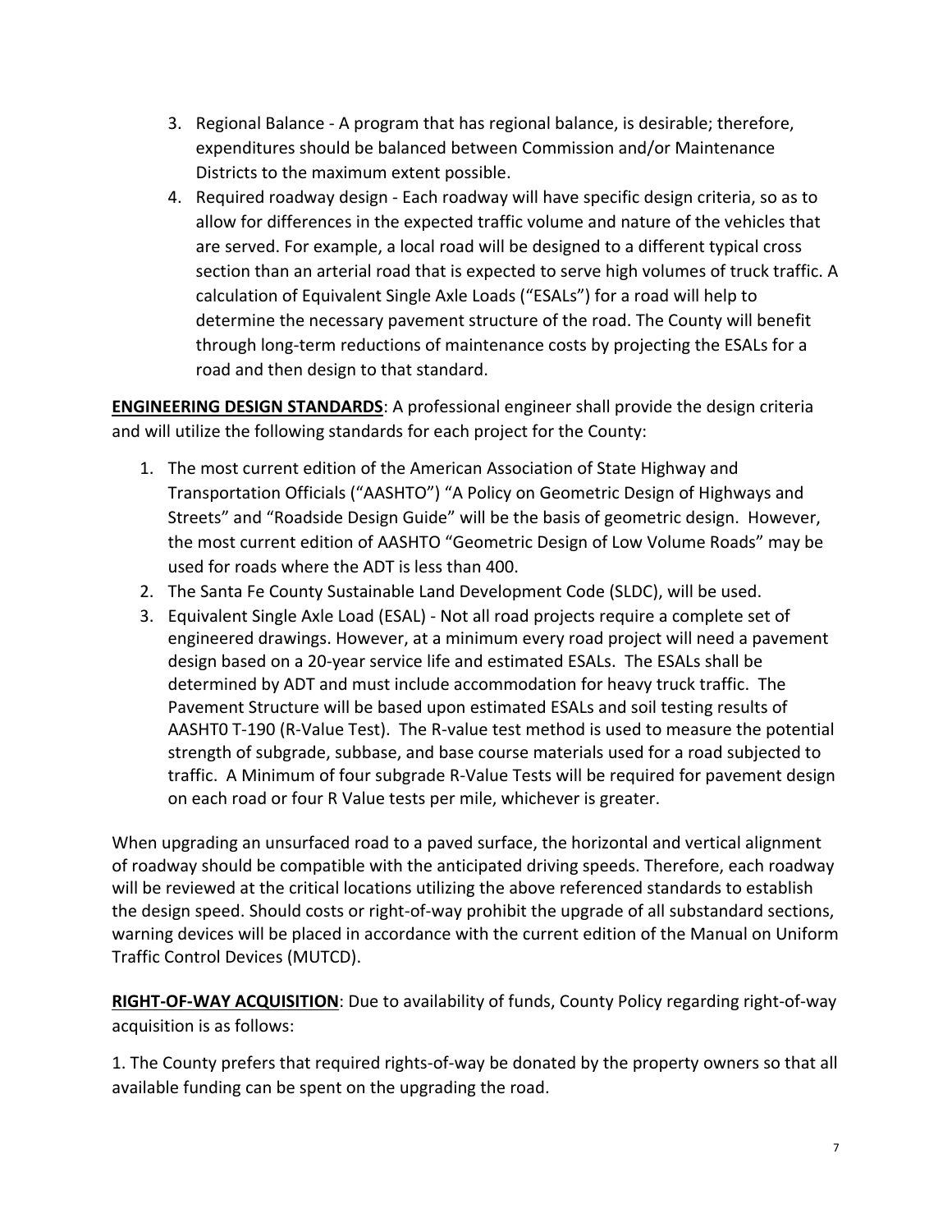3. Regional Balance - A program that has regional balance, is desirable; therefore, expenditures should be balanced between Commission and/or Maintenance Districts to the maximum extent possible.
4. Required roadway design - Each roadway will have specific design criteria, so as to allow for differences in the expected traffic volume and nature of the vehicles that are served. For example, a local road will be designed to a different typical cross section than an arterial road that is expected to serve high volumes of truck traffic. A calculation of Equivalent Single Axle Loads ("ESALs") for a road will help to determine the necessary pavement structure of the road. The County will benefit through long-term reductions of maintenance costs by projecting the ESALs for a road and then design to that standard.

**ENGINEERING DESIGN STANDARDS**: A professional engineer shall provide the design criteria and will utilize the following standards for each project for the County:

1. The most current edition of the American Association of State Highway and Transportation Officials ("AASHTO") "A Policy on Geometric Design of Highways and Streets" and "Roadside Design Guide" will be the basis of geometric design. However, the most current edition of AASHTO "Geometric Design of Low Volume Roads" may be used for roads where the ADT is less than 400.
2. The Santa Fe County Sustainable Land Development Code (SLDC), will be used.
3. Equivalent Single Axle Load (ESAL) - Not all road projects require a complete set of engineered drawings. However, at a minimum every road project will need a pavement design based on a 20-year service life and estimated ESALs. The ESALs shall be determined by ADT and must include accommodation for heavy truck traffic. The Pavement Structure will be based upon estimated ESALs and soil testing results of AASHT0 T-190 (R-Value Test). The R-value test method is used to measure the potential strength of subgrade, subbase, and base course materials used for a road subjected to traffic. A Minimum of four subgrade R-Value Tests will be required for pavement design on each road or four R Value tests per mile, whichever is greater.

When upgrading an unsurfaced road to a paved surface, the horizontal and vertical alignment of roadway should be compatible with the anticipated driving speeds. Therefore, each roadway will be reviewed at the critical locations utilizing the above referenced standards to establish the design speed. Should costs or right-of-way prohibit the upgrade of all substandard sections, warning devices will be placed in accordance with the current edition of the Manual on Uniform Traffic Control Devices (MUTCD).

**RIGHT-OF-WAY ACQUISITION**: Due to availability of funds, County Policy regarding right-of-way acquisition is as follows:

1. The County prefers that required rights-of-way be donated by the property owners so that all available funding can be spent on the upgrading the road.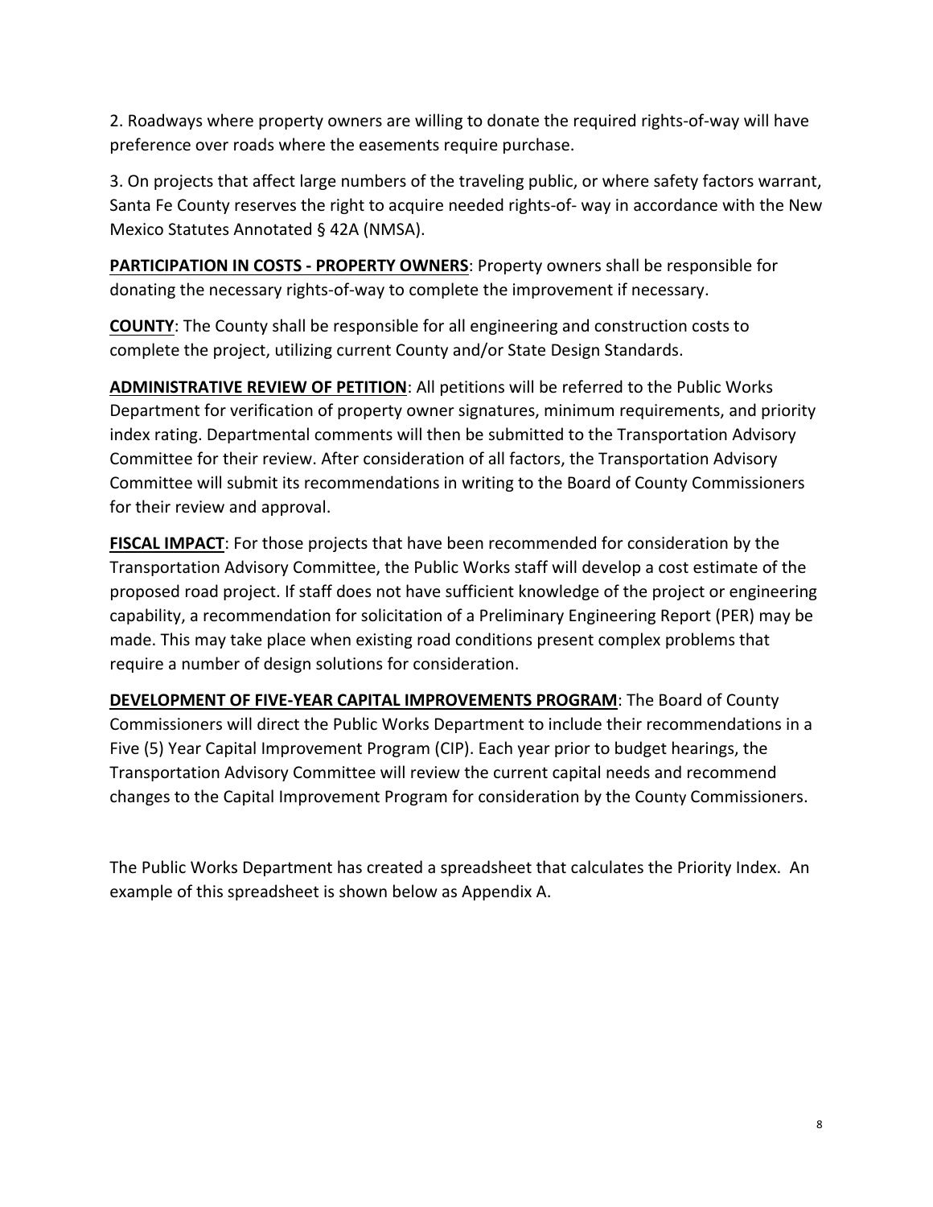2. Roadways where property owners are willing to donate the required rights-of-way will have preference over roads where the easements require purchase.

3. On projects that affect large numbers of the traveling public, or where safety factors warrant, Santa Fe County reserves the right to acquire needed rights-of- way in accordance with the New Mexico Statutes Annotated § 42A (NMSA).

**PARTICIPATION IN COSTS - PROPERTY OWNERS**: Property owners shall be responsible for donating the necessary rights-of-way to complete the improvement if necessary.

**COUNTY**: The County shall be responsible for all engineering and construction costs to complete the project, utilizing current County and/or State Design Standards.

**ADMINISTRATIVE REVIEW OF PETITION**: All petitions will be referred to the Public Works Department for verification of property owner signatures, minimum requirements, and priority index rating. Departmental comments will then be submitted to the Transportation Advisory Committee for their review. After consideration of all factors, the Transportation Advisory Committee will submit its recommendations in writing to the Board of County Commissioners for their review and approval.

**FISCAL IMPACT**: For those projects that have been recommended for consideration by the Transportation Advisory Committee, the Public Works staff will develop a cost estimate of the proposed road project. If staff does not have sufficient knowledge of the project or engineering capability, a recommendation for solicitation of a Preliminary Engineering Report (PER) may be made. This may take place when existing road conditions present complex problems that require a number of design solutions for consideration.

**DEVELOPMENT OF FIVE-YEAR CAPITAL IMPROVEMENTS PROGRAM**: The Board of County Commissioners will direct the Public Works Department to include their recommendations in a Five (5) Year Capital Improvement Program (CIP). Each year prior to budget hearings, the Transportation Advisory Committee will review the current capital needs and recommend changes to the Capital Improvement Program for consideration by the County Commissioners.

The Public Works Department has created a spreadsheet that calculates the Priority Index. An example of this spreadsheet is shown below as Appendix A.